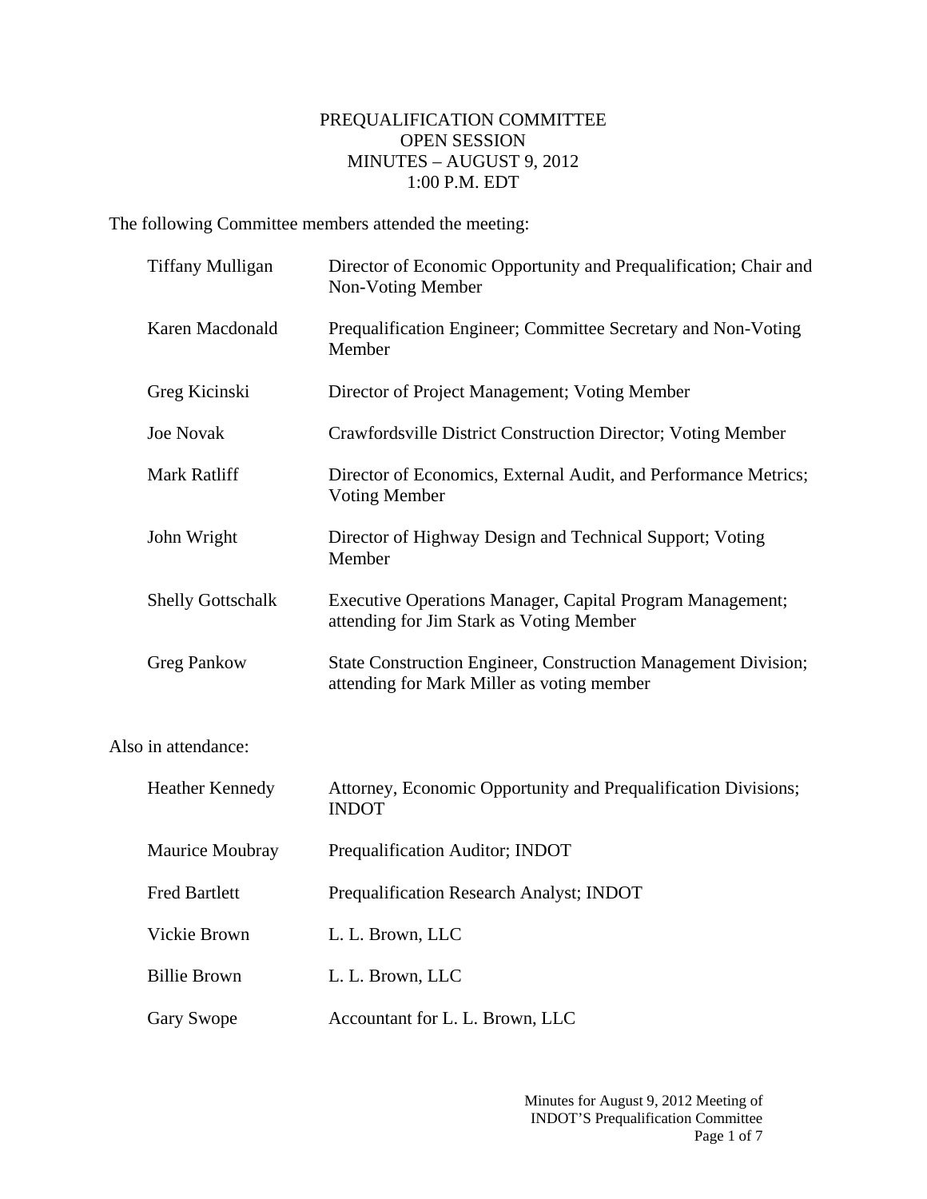# PREQUALIFICATION COMMITTEE
## OPEN SESSION
## MINUTES – AUGUST 9, 2012
## 1:00 P.M. EDT

The following Committee members attended the meeting:

| | |
|---|---|
| Tiffany Mulligan | Director of Economic Opportunity and Prequalification; Chair and Non-Voting Member |
| Karen Macdonald | Prequalification Engineer; Committee Secretary and Non-Voting Member |
| Greg Kicinski | Director of Project Management; Voting Member |
| Joe Novak | Crawfordsville District Construction Director; Voting Member |
| Mark Ratliff | Director of Economics, External Audit, and Performance Metrics; Voting Member |
| John Wright | Director of Highway Design and Technical Support; Voting Member |
| Shelly Gottschalk | Executive Operations Manager, Capital Program Management; attending for Jim Stark as Voting Member |
| Greg Pankow | State Construction Engineer, Construction Management Division; attending for Mark Miller as voting member |

Also in attendance:

| | |
|---|---|
| Heather Kennedy | Attorney, Economic Opportunity and Prequalification Divisions; INDOT |
| Maurice Moubray | Prequalification Auditor; INDOT |
| Fred Bartlett | Prequalification Research Analyst; INDOT |
| Vickie Brown | L. L. Brown, LLC |
| Billie Brown | L. L. Brown, LLC |
| Gary Swope | Accountant for L. L. Brown, LLC |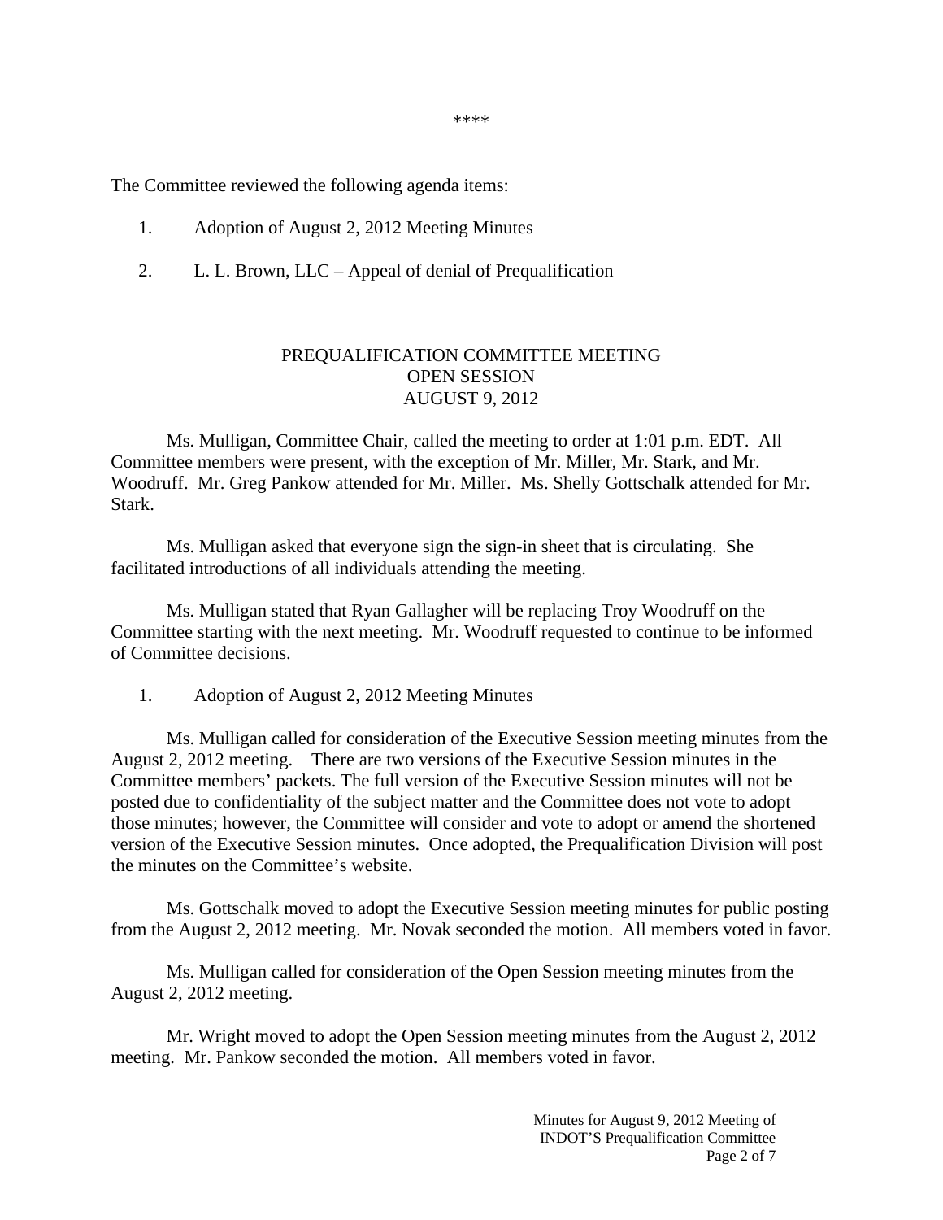\*\*\*\*

The Committee reviewed the following agenda items:

1. Adoption of August 2, 2012 Meeting Minutes

2. L. L. Brown, LLC – Appeal of denial of Prequalification

## PREQUALIFICATION COMMITTEE MEETING
## OPEN SESSION
## AUGUST 9, 2012

Ms. Mulligan, Committee Chair, called the meeting to order at 1:01 p.m. EDT. All Committee members were present, with the exception of Mr. Miller, Mr. Stark, and Mr. Woodruff. Mr. Greg Pankow attended for Mr. Miller. Ms. Shelly Gottschalk attended for Mr. Stark.

Ms. Mulligan asked that everyone sign the sign-in sheet that is circulating. She facilitated introductions of all individuals attending the meeting.

Ms. Mulligan stated that Ryan Gallagher will be replacing Troy Woodruff on the Committee starting with the next meeting. Mr. Woodruff requested to continue to be informed of Committee decisions.

1. Adoption of August 2, 2012 Meeting Minutes

Ms. Mulligan called for consideration of the Executive Session meeting minutes from the August 2, 2012 meeting. There are two versions of the Executive Session minutes in the Committee members' packets. The full version of the Executive Session minutes will not be posted due to confidentiality of the subject matter and the Committee does not vote to adopt those minutes; however, the Committee will consider and vote to adopt or amend the shortened version of the Executive Session minutes. Once adopted, the Prequalification Division will post the minutes on the Committee's website.

Ms. Gottschalk moved to adopt the Executive Session meeting minutes for public posting from the August 2, 2012 meeting. Mr. Novak seconded the motion. All members voted in favor.

Ms. Mulligan called for consideration of the Open Session meeting minutes from the August 2, 2012 meeting.

Mr. Wright moved to adopt the Open Session meeting minutes from the August 2, 2012 meeting. Mr. Pankow seconded the motion. All members voted in favor.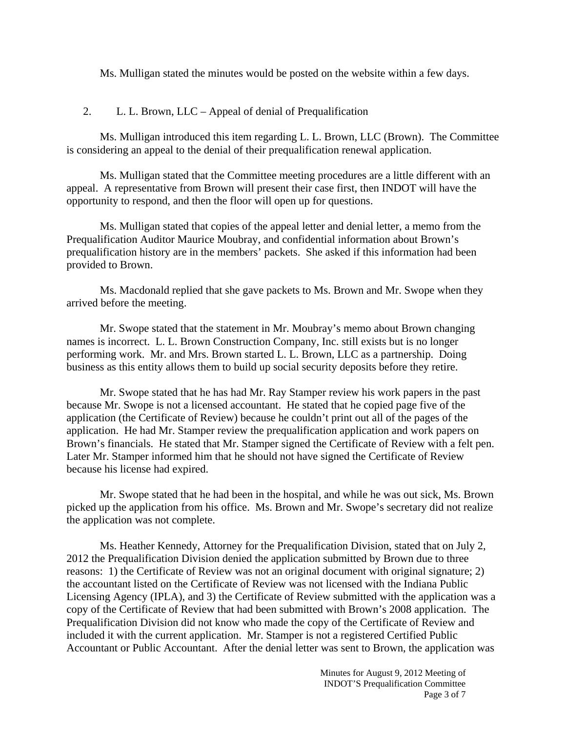Ms. Mulligan stated the minutes would be posted on the website within a few days.

2. L. L. Brown, LLC – Appeal of denial of Prequalification

Ms. Mulligan introduced this item regarding L. L. Brown, LLC (Brown). The Committee is considering an appeal to the denial of their prequalification renewal application.

Ms. Mulligan stated that the Committee meeting procedures are a little different with an appeal. A representative from Brown will present their case first, then INDOT will have the opportunity to respond, and then the floor will open up for questions.

Ms. Mulligan stated that copies of the appeal letter and denial letter, a memo from the Prequalification Auditor Maurice Moubray, and confidential information about Brown's prequalification history are in the members' packets. She asked if this information had been provided to Brown.

Ms. Macdonald replied that she gave packets to Ms. Brown and Mr. Swope when they arrived before the meeting.

Mr. Swope stated that the statement in Mr. Moubray's memo about Brown changing names is incorrect. L. L. Brown Construction Company, Inc. still exists but is no longer performing work. Mr. and Mrs. Brown started L. L. Brown, LLC as a partnership. Doing business as this entity allows them to build up social security deposits before they retire.

Mr. Swope stated that he has had Mr. Ray Stamper review his work papers in the past because Mr. Swope is not a licensed accountant. He stated that he copied page five of the application (the Certificate of Review) because he couldn't print out all of the pages of the application. He had Mr. Stamper review the prequalification application and work papers on Brown's financials. He stated that Mr. Stamper signed the Certificate of Review with a felt pen. Later Mr. Stamper informed him that he should not have signed the Certificate of Review because his license had expired.

Mr. Swope stated that he had been in the hospital, and while he was out sick, Ms. Brown picked up the application from his office. Ms. Brown and Mr. Swope's secretary did not realize the application was not complete.

Ms. Heather Kennedy, Attorney for the Prequalification Division, stated that on July 2, 2012 the Prequalification Division denied the application submitted by Brown due to three reasons: 1) the Certificate of Review was not an original document with original signature; 2) the accountant listed on the Certificate of Review was not licensed with the Indiana Public Licensing Agency (IPLA), and 3) the Certificate of Review submitted with the application was a copy of the Certificate of Review that had been submitted with Brown's 2008 application. The Prequalification Division did not know who made the copy of the Certificate of Review and included it with the current application. Mr. Stamper is not a registered Certified Public Accountant or Public Accountant. After the denial letter was sent to Brown, the application was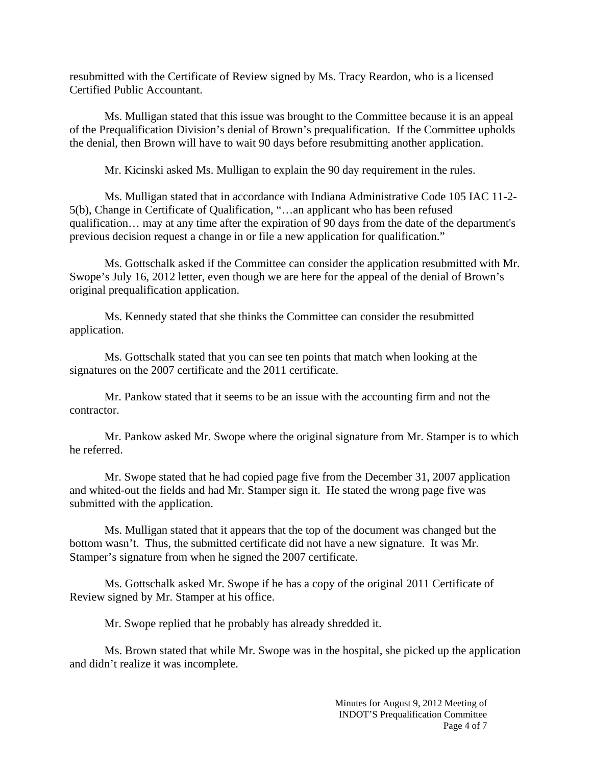resubmitted with the Certificate of Review signed by Ms. Tracy Reardon, who is a licensed Certified Public Accountant.

Ms. Mulligan stated that this issue was brought to the Committee because it is an appeal of the Prequalification Division's denial of Brown's prequalification. If the Committee upholds the denial, then Brown will have to wait 90 days before resubmitting another application.

Mr. Kicinski asked Ms. Mulligan to explain the 90 day requirement in the rules.

Ms. Mulligan stated that in accordance with Indiana Administrative Code 105 IAC 11-2-5(b), Change in Certificate of Qualification, "…an applicant who has been refused qualification… may at any time after the expiration of 90 days from the date of the department's previous decision request a change in or file a new application for qualification."

Ms. Gottschalk asked if the Committee can consider the application resubmitted with Mr. Swope's July 16, 2012 letter, even though we are here for the appeal of the denial of Brown's original prequalification application.

Ms. Kennedy stated that she thinks the Committee can consider the resubmitted application.

Ms. Gottschalk stated that you can see ten points that match when looking at the signatures on the 2007 certificate and the 2011 certificate.

Mr. Pankow stated that it seems to be an issue with the accounting firm and not the contractor.

Mr. Pankow asked Mr. Swope where the original signature from Mr. Stamper is to which he referred.

Mr. Swope stated that he had copied page five from the December 31, 2007 application and whited-out the fields and had Mr. Stamper sign it. He stated the wrong page five was submitted with the application.

Ms. Mulligan stated that it appears that the top of the document was changed but the bottom wasn't. Thus, the submitted certificate did not have a new signature. It was Mr. Stamper's signature from when he signed the 2007 certificate.

Ms. Gottschalk asked Mr. Swope if he has a copy of the original 2011 Certificate of Review signed by Mr. Stamper at his office.

Mr. Swope replied that he probably has already shredded it.

Ms. Brown stated that while Mr. Swope was in the hospital, she picked up the application and didn't realize it was incomplete.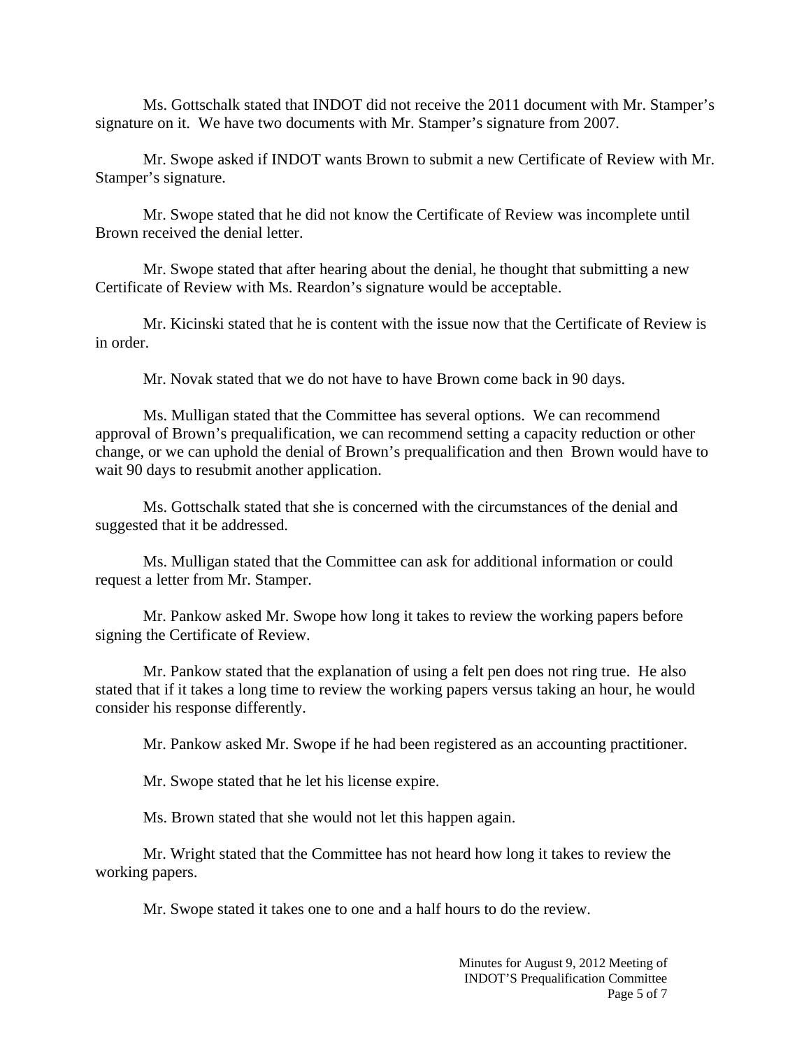Ms. Gottschalk stated that INDOT did not receive the 2011 document with Mr. Stamper's signature on it. We have two documents with Mr. Stamper's signature from 2007.

Mr. Swope asked if INDOT wants Brown to submit a new Certificate of Review with Mr. Stamper's signature.

Mr. Swope stated that he did not know the Certificate of Review was incomplete until Brown received the denial letter.

Mr. Swope stated that after hearing about the denial, he thought that submitting a new Certificate of Review with Ms. Reardon's signature would be acceptable.

Mr. Kicinski stated that he is content with the issue now that the Certificate of Review is in order.

Mr. Novak stated that we do not have to have Brown come back in 90 days.

Ms. Mulligan stated that the Committee has several options. We can recommend approval of Brown's prequalification, we can recommend setting a capacity reduction or other change, or we can uphold the denial of Brown's prequalification and then Brown would have to wait 90 days to resubmit another application.

Ms. Gottschalk stated that she is concerned with the circumstances of the denial and suggested that it be addressed.

Ms. Mulligan stated that the Committee can ask for additional information or could request a letter from Mr. Stamper.

Mr. Pankow asked Mr. Swope how long it takes to review the working papers before signing the Certificate of Review.

Mr. Pankow stated that the explanation of using a felt pen does not ring true. He also stated that if it takes a long time to review the working papers versus taking an hour, he would consider his response differently.

Mr. Pankow asked Mr. Swope if he had been registered as an accounting practitioner.

Mr. Swope stated that he let his license expire.

Ms. Brown stated that she would not let this happen again.

Mr. Wright stated that the Committee has not heard how long it takes to review the working papers.

Mr. Swope stated it takes one to one and a half hours to do the review.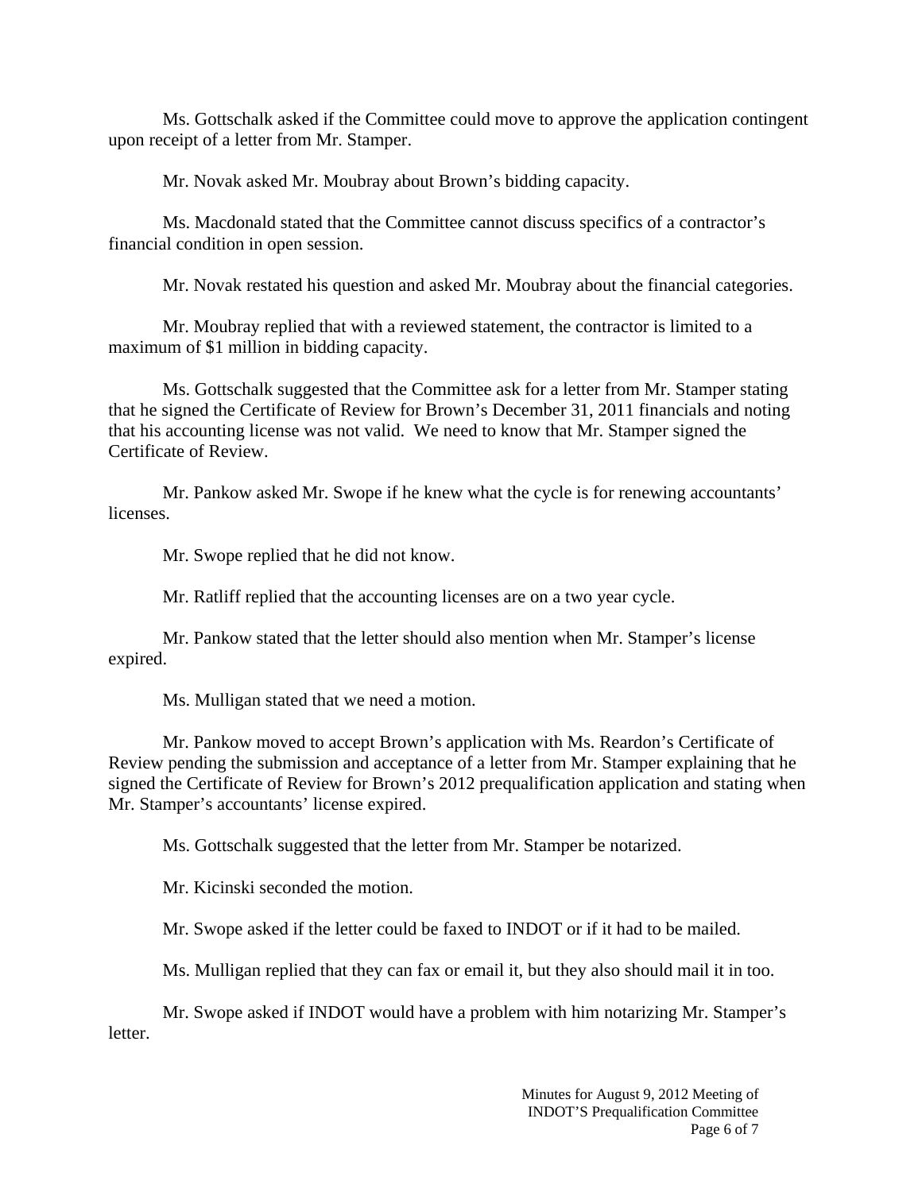Ms. Gottschalk asked if the Committee could move to approve the application contingent upon receipt of a letter from Mr. Stamper.

Mr. Novak asked Mr. Moubray about Brown's bidding capacity.

Ms. Macdonald stated that the Committee cannot discuss specifics of a contractor's financial condition in open session.

Mr. Novak restated his question and asked Mr. Moubray about the financial categories.

Mr. Moubray replied that with a reviewed statement, the contractor is limited to a maximum of $1 million in bidding capacity.

Ms. Gottschalk suggested that the Committee ask for a letter from Mr. Stamper stating that he signed the Certificate of Review for Brown's December 31, 2011 financials and noting that his accounting license was not valid. We need to know that Mr. Stamper signed the Certificate of Review.

Mr. Pankow asked Mr. Swope if he knew what the cycle is for renewing accountants' licenses.

Mr. Swope replied that he did not know.

Mr. Ratliff replied that the accounting licenses are on a two year cycle.

Mr. Pankow stated that the letter should also mention when Mr. Stamper's license expired.

Ms. Mulligan stated that we need a motion.

Mr. Pankow moved to accept Brown's application with Ms. Reardon's Certificate of Review pending the submission and acceptance of a letter from Mr. Stamper explaining that he signed the Certificate of Review for Brown's 2012 prequalification application and stating when Mr. Stamper's accountants' license expired.

Ms. Gottschalk suggested that the letter from Mr. Stamper be notarized.

Mr. Kicinski seconded the motion.

Mr. Swope asked if the letter could be faxed to INDOT or if it had to be mailed.

Ms. Mulligan replied that they can fax or email it, but they also should mail it in too.

Mr. Swope asked if INDOT would have a problem with him notarizing Mr. Stamper's letter.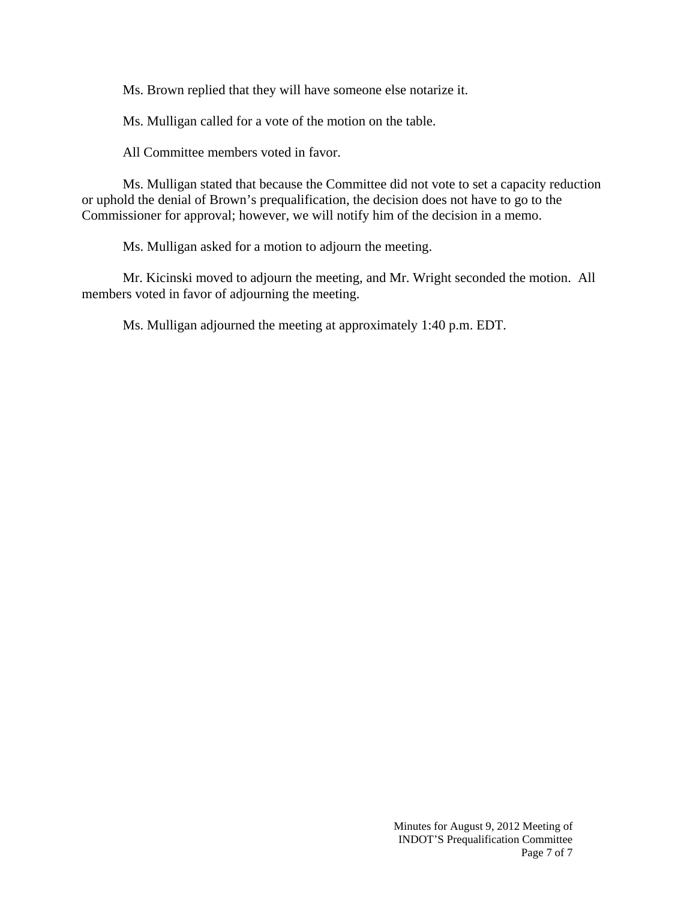Ms. Brown replied that they will have someone else notarize it.

Ms. Mulligan called for a vote of the motion on the table.

All Committee members voted in favor.

Ms. Mulligan stated that because the Committee did not vote to set a capacity reduction or uphold the denial of Brown's prequalification, the decision does not have to go to the Commissioner for approval; however, we will notify him of the decision in a memo.

Ms. Mulligan asked for a motion to adjourn the meeting.

Mr. Kicinski moved to adjourn the meeting, and Mr. Wright seconded the motion. All members voted in favor of adjourning the meeting.

Ms. Mulligan adjourned the meeting at approximately 1:40 p.m. EDT.